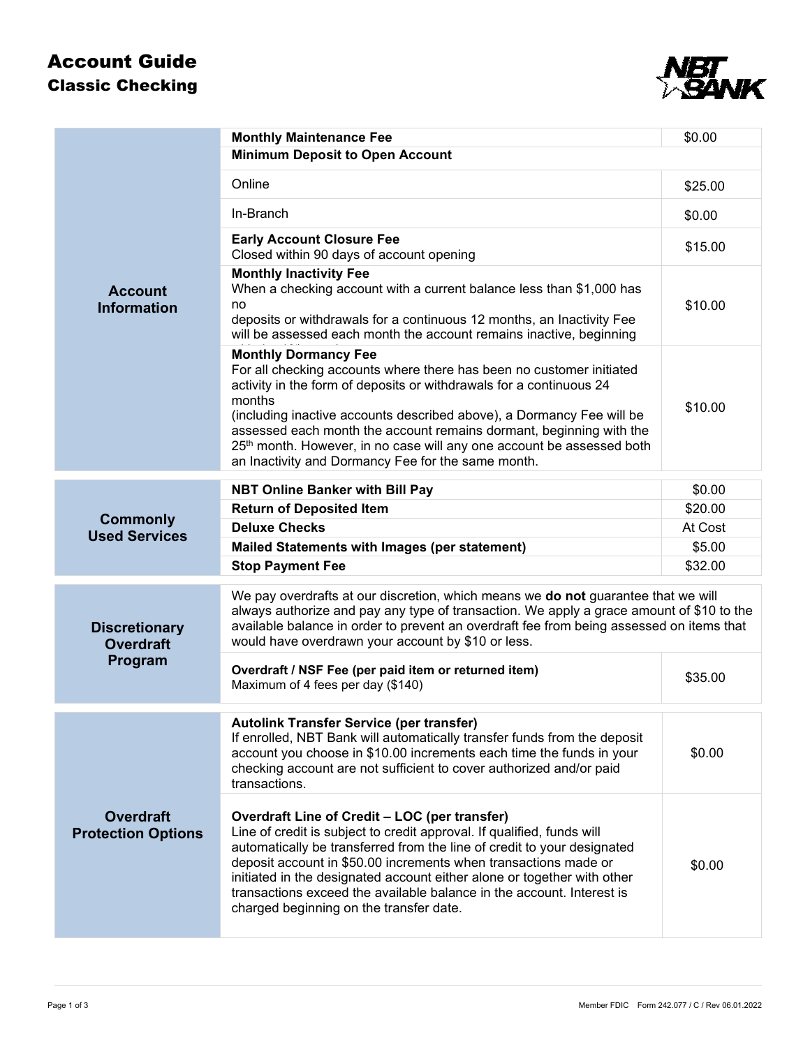# Account Guide

## Classic Checking

| Section | Item | Fee |
|---|---|---|
| **Account Information** | **Monthly Maintenance Fee** | $0.00 |
| | **Minimum Deposit to Open Account** | |
| | Online | $25.00 |
| | In-Branch | $0.00 |
| | **Early Account Closure Fee**<br>Closed within 90 days of account opening | $15.00 |
| | **Monthly Inactivity Fee**<br>When a checking account with a current balance less than $1,000 has no deposits or withdrawals for a continuous 12 months, an Inactivity Fee will be assessed each month the account remains inactive, beginning | $10.00 |
| | **Monthly Dormancy Fee**<br>For all checking accounts where there has been no customer initiated activity in the form of deposits or withdrawals for a continuous 24 months (including inactive accounts described above), a Dormancy Fee will be assessed each month the account remains dormant, beginning with the 25th month. However, in no case will any one account be assessed both an Inactivity and Dormancy Fee for the same month. | $10.00 |

| Section | Item | Fee |
|---|---|---|
| **Commonly Used Services** | **NBT Online Banker with Bill Pay** | $0.00 |
| | **Return of Deposited Item** | $20.00 |
| | **Deluxe Checks** | At Cost |
| | **Mailed Statements with Images (per statement)** | $5.00 |
| | **Stop Payment Fee** | $32.00 |

| Section | Item | Fee |
|---|---|---|
| **Discretionary Overdraft Program** | We pay overdrafts at our discretion, which means we **do not** guarantee that we will always authorize and pay any type of transaction. We apply a grace amount of $10 to the available balance in order to prevent an overdraft fee from being assessed on items that would have overdrawn your account by $10 or less. | |
| | **Overdraft / NSF Fee (per paid item or returned item)**<br>Maximum of 4 fees per day ($140) | $35.00 |

| Section | Item | Fee |
|---|---|---|
| **Overdraft Protection Options** | **Autolink Transfer Service (per transfer)**<br>If enrolled, NBT Bank will automatically transfer funds from the deposit account you choose in $10.00 increments each time the funds in your checking account are not sufficient to cover authorized and/or paid transactions. | $0.00 |
| | **Overdraft Line of Credit – LOC (per transfer)**<br>Line of credit is subject to credit approval. If qualified, funds will automatically be transferred from the line of credit to your designated deposit account in $50.00 increments when transactions made or initiated in the designated account either alone or together with other transactions exceed the available balance in the account. Interest is charged beginning on the transfer date. | $0.00 |

Member FDIC Form 242.077 / C / Rev 06.01.2022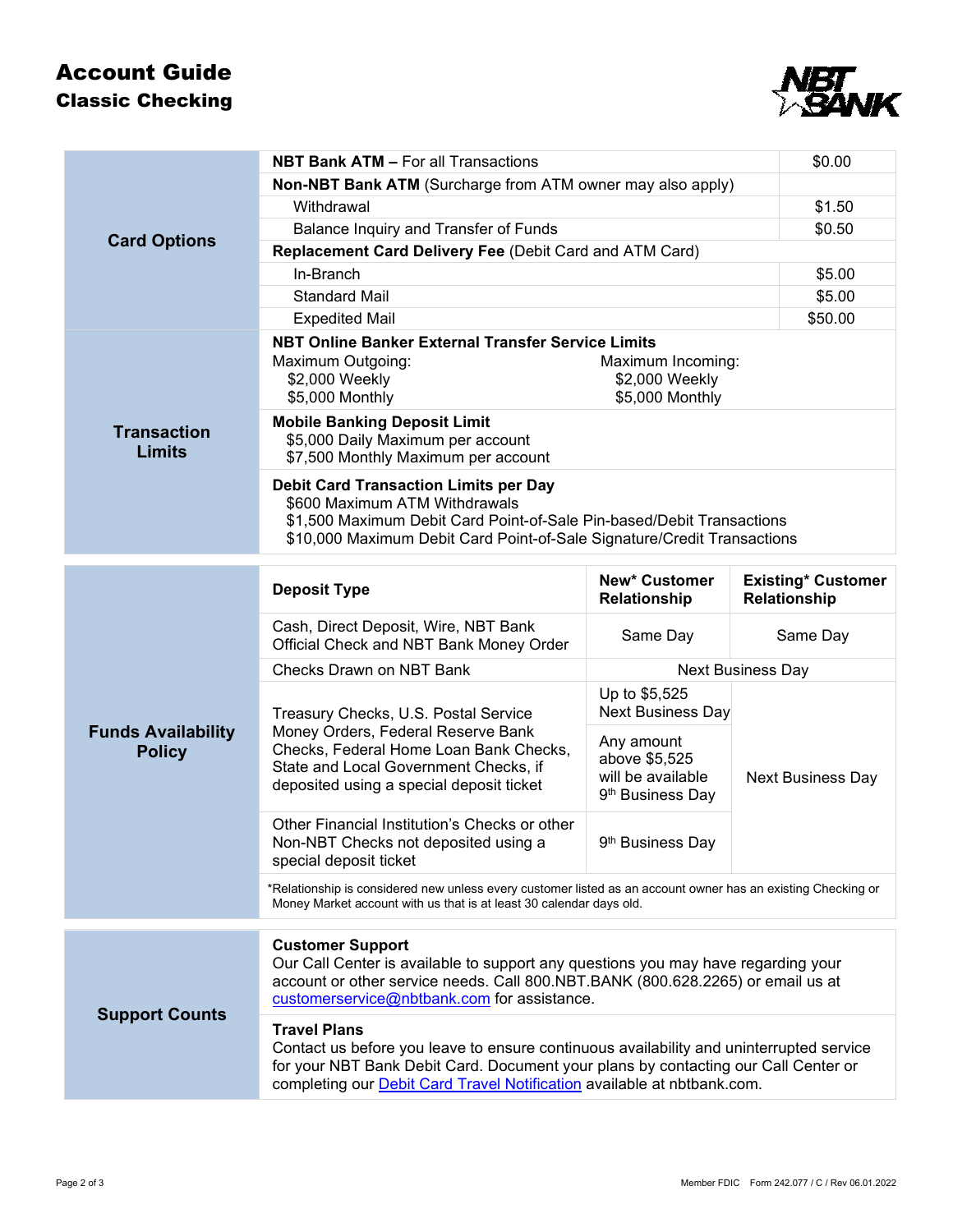# Account Guide

## Classic Checking

| Card Options | | |
|---|---|---|
| | **NBT Bank ATM –** For all Transactions | $0.00 |
| | **Non-NBT Bank ATM** (Surcharge from ATM owner may also apply) | |
| | Withdrawal | $1.50 |
| | Balance Inquiry and Transfer of Funds | $0.50 |
| | **Replacement Card Delivery Fee** (Debit Card and ATM Card) | |
| | In-Branch | $5.00 |
| | Standard Mail | $5.00 |
| | Expedited Mail | $50.00 |

### Transaction Limits

**NBT Online Banker External Transfer Service Limits**

| Maximum Outgoing: | Maximum Incoming: |
|---|---|
| $2,000 Weekly | $2,000 Weekly |
| $5,000 Monthly | $5,000 Monthly |

**Mobile Banking Deposit Limit**
- $5,000 Daily Maximum per account
- $7,500 Monthly Maximum per account

**Debit Card Transaction Limits per Day**
- $600 Maximum ATM Withdrawals
- $1,500 Maximum Debit Card Point-of-Sale Pin-based/Debit Transactions
- $10,000 Maximum Debit Card Point-of-Sale Signature/Credit Transactions

### Funds Availability Policy

| Deposit Type | New* Customer Relationship | Existing* Customer Relationship |
|---|---|---|
| Cash, Direct Deposit, Wire, NBT Bank Official Check and NBT Bank Money Order | Same Day | Same Day |
| Checks Drawn on NBT Bank | Next Business Day | Next Business Day |
| Treasury Checks, U.S. Postal Service Money Orders, Federal Reserve Bank Checks, Federal Home Loan Bank Checks, State and Local Government Checks, if deposited using a special deposit ticket | Up to $5,525 Next Business Day; Any amount above $5,525 will be available 9th Business Day | Next Business Day |
| Other Financial Institution's Checks or other Non-NBT Checks not deposited using a special deposit ticket | 9th Business Day | Next Business Day |

*Relationship is considered new unless every customer listed as an account owner has an existing Checking or Money Market account with us that is at least 30 calendar days old.

### Support Counts

**Customer Support**
Our Call Center is available to support any questions you may have regarding your account or other service needs. Call 800.NBT.BANK (800.628.2265) or email us at customerservice@nbtbank.com for assistance.

**Travel Plans**
Contact us before you leave to ensure continuous availability and uninterrupted service for your NBT Bank Debit Card. Document your plans by contacting our Call Center or completing our Debit Card Travel Notification available at nbtbank.com.

Member FDIC Form 242.077 / C / Rev 06.01.2022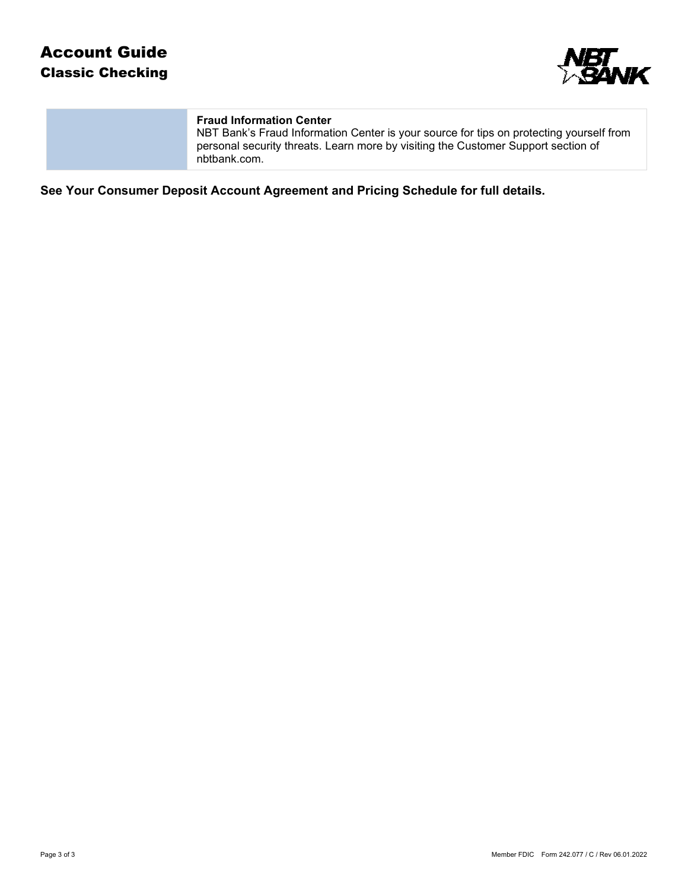# Account Guide

## Classic Checking

| | |
|---|---|
| | **Fraud Information Center**<br>NBT Bank's Fraud Information Center is your source for tips on protecting yourself from personal security threats. Learn more by visiting the Customer Support section of nbtbank.com. |

**See Your Consumer Deposit Account Agreement and Pricing Schedule for full details.**

Member FDIC Form 242.077 / C / Rev 06.01.2022